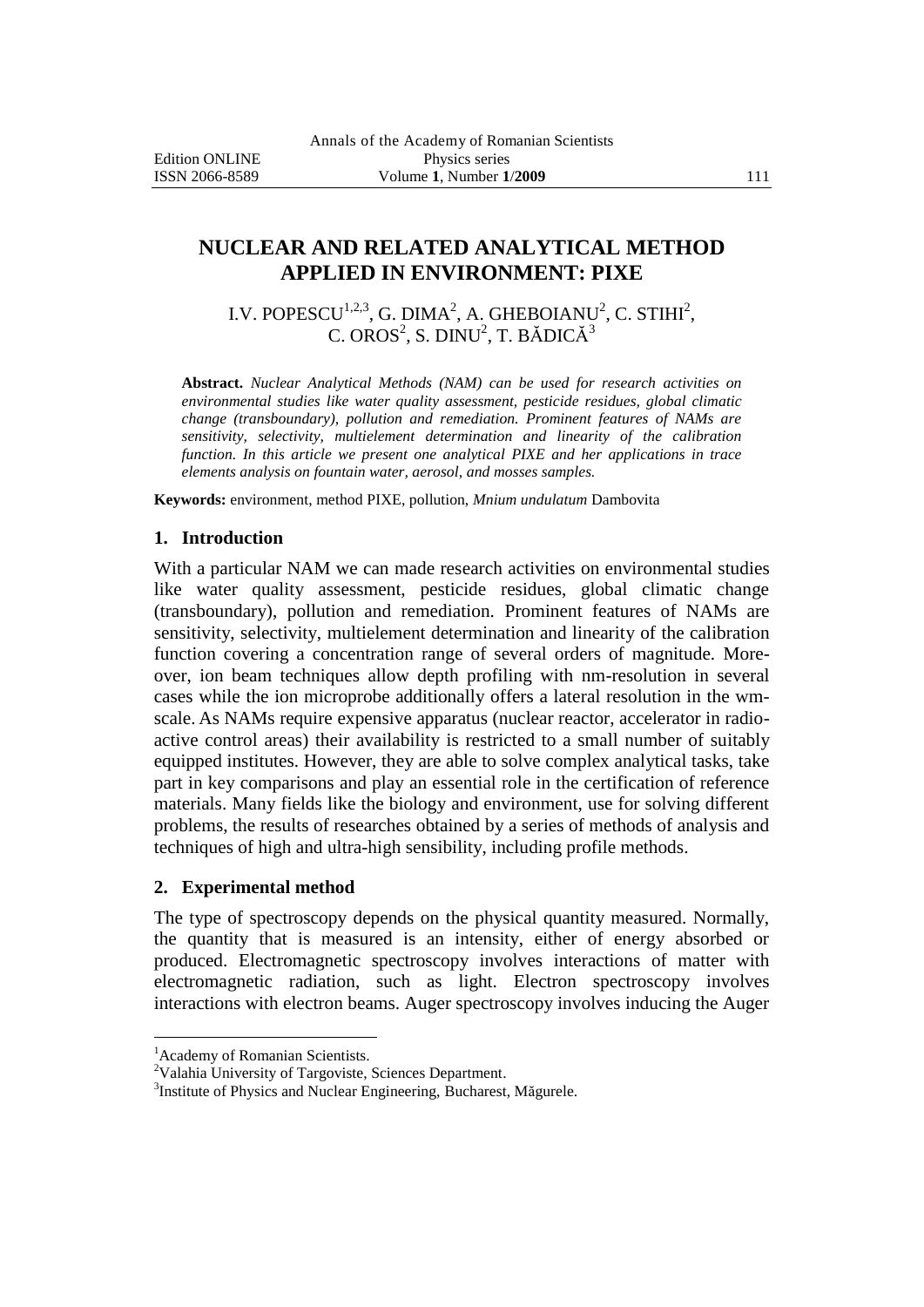# NUCLEAR AND RELATED ANALYTICAL METHOD APPLIED IN ENVIRONMENT: PIXE

I.V. POPESCU[1,2,3], G. DIMA[2], A. GHEBOIANU[2], C. STIHI[2], C. OROS[2], S. DINU[2], T. BĂDICĂ[3]

**Abstract.** *Nuclear Analytical Methods (NAM) can be used for research activities on environmental studies like water quality assessment, pesticide residues, global climatic change (transboundary), pollution and remediation. Prominent features of NAMs are sensitivity, selectivity, multielement determination and linearity of the calibration function. In this article we present one analytical PIXE and her applications in trace elements analysis on fountain water, aerosol, and mosses samples.*

**Keywords:** environment, method PIXE, pollution, *Mnium undulatum* Dambovita

## 1. Introduction

With a particular NAM we can made research activities on environmental studies like water quality assessment, pesticide residues, global climatic change (transboundary), pollution and remediation. Prominent features of NAMs are sensitivity, selectivity, multielement determination and linearity of the calibration function covering a concentration range of several orders of magnitude. Moreover, ion beam techniques allow depth profiling with nm-resolution in several cases while the ion microprobe additionally offers a lateral resolution in the wm-scale. As NAMs require expensive apparatus (nuclear reactor, accelerator in radioactive control areas) their availability is restricted to a small number of suitably equipped institutes. However, they are able to solve complex analytical tasks, take part in key comparisons and play an essential role in the certification of reference materials. Many fields like the biology and environment, use for solving different problems, the results of researches obtained by a series of methods of analysis and techniques of high and ultra-high sensibility, including profile methods.

## 2. Experimental method

The type of spectroscopy depends on the physical quantity measured. Normally, the quantity that is measured is an intensity, either of energy absorbed or produced. Electromagnetic spectroscopy involves interactions of matter with electromagnetic radiation, such as light. Electron spectroscopy involves interactions with electron beams. Auger spectroscopy involves inducing the Auger

[1]Academy of Romanian Scientists.

[2]Valahia University of Targoviste, Sciences Department.

[3]Institute of Physics and Nuclear Engineering, Bucharest, Măgurele.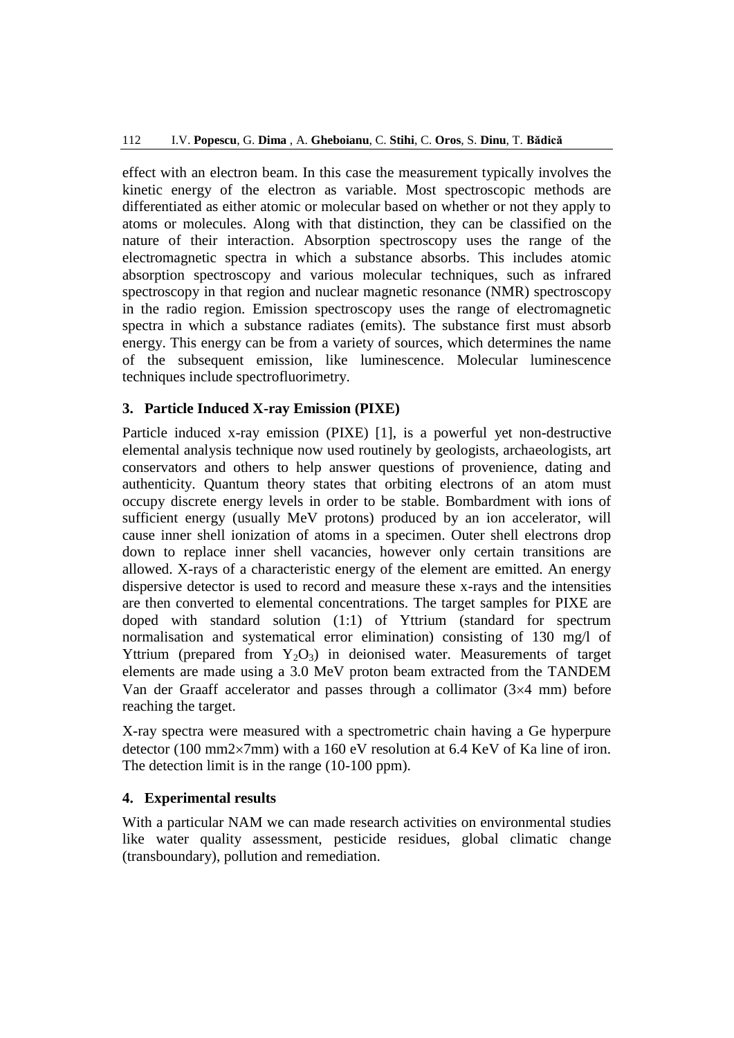effect with an electron beam. In this case the measurement typically involves the kinetic energy of the electron as variable. Most spectroscopic methods are differentiated as either atomic or molecular based on whether or not they apply to atoms or molecules. Along with that distinction, they can be classified on the nature of their interaction. Absorption spectroscopy uses the range of the electromagnetic spectra in which a substance absorbs. This includes atomic absorption spectroscopy and various molecular techniques, such as infrared spectroscopy in that region and nuclear magnetic resonance (NMR) spectroscopy in the radio region. Emission spectroscopy uses the range of electromagnetic spectra in which a substance radiates (emits). The substance first must absorb energy. This energy can be from a variety of sources, which determines the name of the subsequent emission, like luminescence. Molecular luminescence techniques include spectrofluorimetry.

### 3. Particle Induced X-ray Emission (PIXE)

Particle induced x-ray emission (PIXE) [1], is a powerful yet non-destructive elemental analysis technique now used routinely by geologists, archaeologists, art conservators and others to help answer questions of provenience, dating and authenticity. Quantum theory states that orbiting electrons of an atom must occupy discrete energy levels in order to be stable. Bombardment with ions of sufficient energy (usually MeV protons) produced by an ion accelerator, will cause inner shell ionization of atoms in a specimen. Outer shell electrons drop down to replace inner shell vacancies, however only certain transitions are allowed. X-rays of a characteristic energy of the element are emitted. An energy dispersive detector is used to record and measure these x-rays and the intensities are then converted to elemental concentrations. The target samples for PIXE are doped with standard solution (1:1) of Yttrium (standard for spectrum normalisation and systematical error elimination) consisting of 130 mg/l of Yttrium (prepared from $Y_2O_3$) in deionised water. Measurements of target elements are made using a 3.0 MeV proton beam extracted from the TANDEM Van der Graaff accelerator and passes through a collimator ($3\times4$ mm) before reaching the target.

X-ray spectra were measured with a spectrometric chain having a Ge hyperpure detector (100 mm2$\times$7mm) with a 160 eV resolution at 6.4 KeV of Ka line of iron. The detection limit is in the range (10-100 ppm).

### 4. Experimental results

With a particular NAM we can made research activities on environmental studies like water quality assessment, pesticide residues, global climatic change (transboundary), pollution and remediation.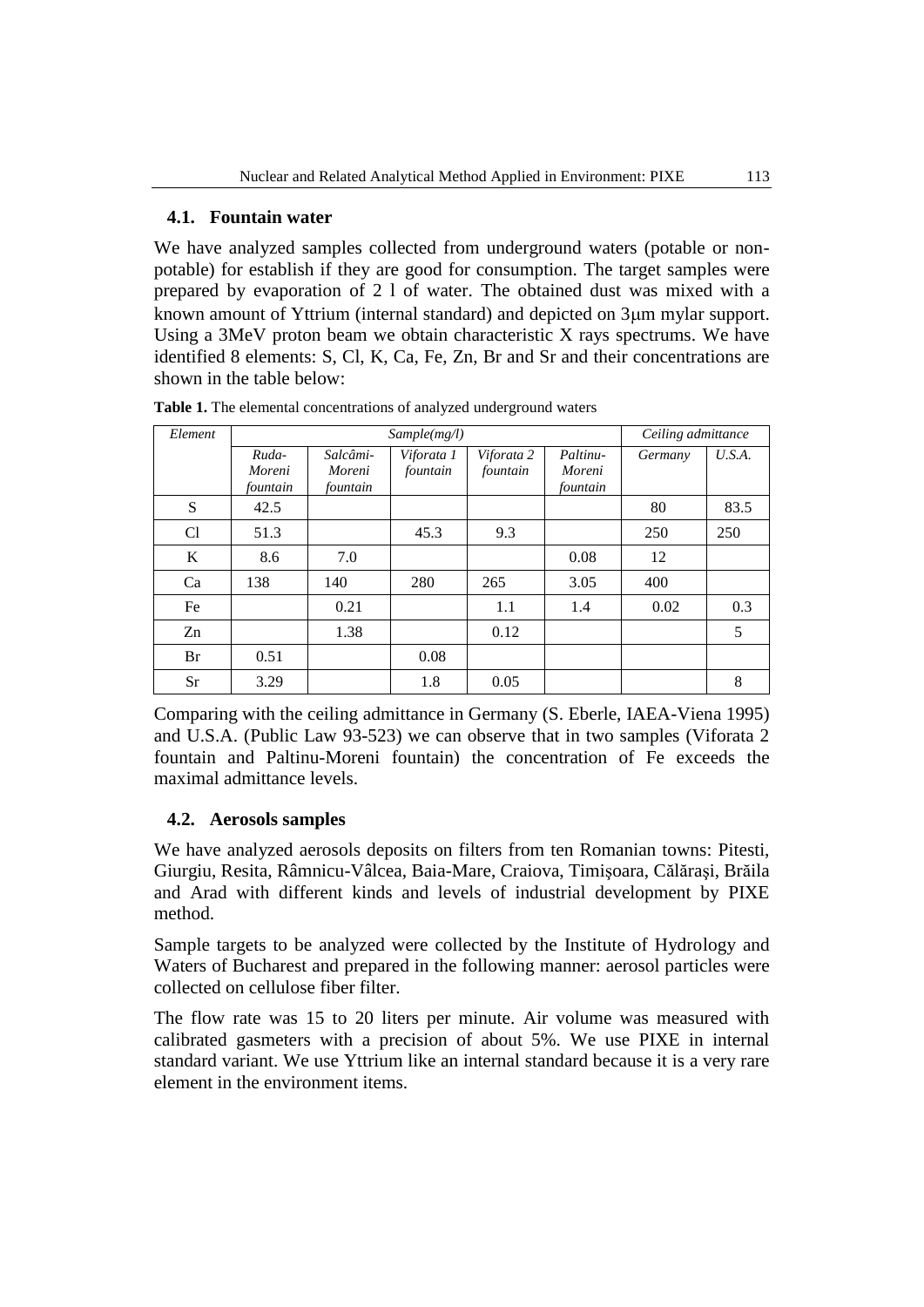### 4.1. Fountain water

We have analyzed samples collected from underground waters (potable or non-potable) for establish if they are good for consumption. The target samples were prepared by evaporation of 2 l of water. The obtained dust was mixed with a known amount of Yttrium (internal standard) and depicted on 3μm mylar support. Using a 3MeV proton beam we obtain characteristic X rays spectrums. We have identified 8 elements: S, Cl, K, Ca, Fe, Zn, Br and Sr and their concentrations are shown in the table below:

**Table 1.** The elemental concentrations of analyzed underground waters

| *Element* | *Sample(mg/l)* | | | | | *Ceiling admittance* | |
|---|---|---|---|---|---|---|---|
| | *Ruda-Moreni fountain* | *Salcâmi-Moreni fountain* | *Viforata 1 fountain* | *Viforata 2 fountain* | *Paltinu-Moreni fountain* | *Germany* | *U.S.A.* |
| S | 42.5 | | | | | 80 | 83.5 |
| Cl | 51.3 | | 45.3 | 9.3 | | 250 | 250 |
| K | 8.6 | 7.0 | | | 0.08 | 12 | |
| Ca | 138 | 140 | 280 | 265 | 3.05 | 400 | |
| Fe | | 0.21 | | 1.1 | 1.4 | 0.02 | 0.3 |
| Zn | | 1.38 | | 0.12 | | | 5 |
| Br | 0.51 | | 0.08 | | | | |
| Sr | 3.29 | | 1.8 | 0.05 | | | 8 |

Comparing with the ceiling admittance in Germany (S. Eberle, IAEA-Viena 1995) and U.S.A. (Public Law 93-523) we can observe that in two samples (Viforata 2 fountain and Paltinu-Moreni fountain) the concentration of Fe exceeds the maximal admittance levels.

### 4.2. Aerosols samples

We have analyzed aerosols deposits on filters from ten Romanian towns: Pitesti, Giurgiu, Resita, Râmnicu-Vâlcea, Baia-Mare, Craiova, Timişoara, Călăraşi, Brăila and Arad with different kinds and levels of industrial development by PIXE method.

Sample targets to be analyzed were collected by the Institute of Hydrology and Waters of Bucharest and prepared in the following manner: aerosol particles were collected on cellulose fiber filter.

The flow rate was 15 to 20 liters per minute. Air volume was measured with calibrated gasmeters with a precision of about 5%. We use PIXE in internal standard variant. We use Yttrium like an internal standard because it is a very rare element in the environment items.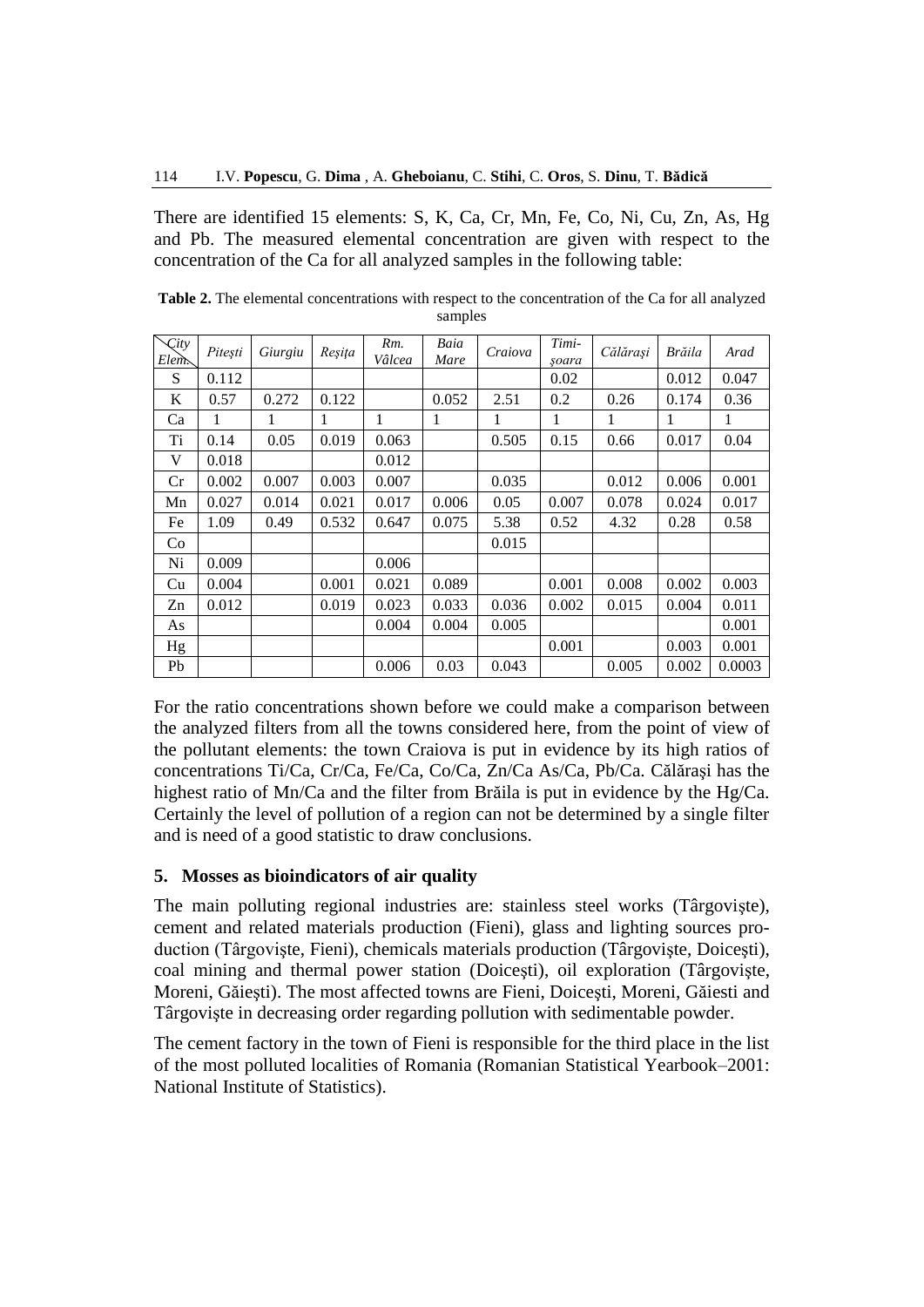There are identified 15 elements: S, K, Ca, Cr, Mn, Fe, Co, Ni, Cu, Zn, As, Hg and Pb. The measured elemental concentration are given with respect to the concentration of the Ca for all analyzed samples in the following table:

**Table 2.** The elemental concentrations with respect to the concentration of the Ca for all analyzed samples

| City / Elem. | *Pitești* | *Giurgiu* | *Reșița* | *Rm. Vâlcea* | *Baia Mare* | *Craiova* | *Timi-șoara* | *Călărași* | *Brăila* | *Arad* |
|---|---|---|---|---|---|---|---|---|---|---|
| S | 0.112 | | | | | | 0.02 | | 0.012 | 0.047 |
| K | 0.57 | 0.272 | 0.122 | | 0.052 | 2.51 | 0.2 | 0.26 | 0.174 | 0.36 |
| Ca | 1 | 1 | 1 | 1 | 1 | 1 | 1 | 1 | 1 | 1 |
| Ti | 0.14 | 0.05 | 0.019 | 0.063 | | 0.505 | 0.15 | 0.66 | 0.017 | 0.04 |
| V | 0.018 | | | 0.012 | | | | | | |
| Cr | 0.002 | 0.007 | 0.003 | 0.007 | | 0.035 | | 0.012 | 0.006 | 0.001 |
| Mn | 0.027 | 0.014 | 0.021 | 0.017 | 0.006 | 0.05 | 0.007 | 0.078 | 0.024 | 0.017 |
| Fe | 1.09 | 0.49 | 0.532 | 0.647 | 0.075 | 5.38 | 0.52 | 4.32 | 0.28 | 0.58 |
| Co | | | | | | 0.015 | | | | |
| Ni | 0.009 | | | 0.006 | | | | | | |
| Cu | 0.004 | | 0.001 | 0.021 | 0.089 | | 0.001 | 0.008 | 0.002 | 0.003 |
| Zn | 0.012 | | 0.019 | 0.023 | 0.033 | 0.036 | 0.002 | 0.015 | 0.004 | 0.011 |
| As | | | | 0.004 | 0.004 | 0.005 | | | | 0.001 |
| Hg | | | | | | | 0.001 | | 0.003 | 0.001 |
| Pb | | | | 0.006 | 0.03 | 0.043 | | 0.005 | 0.002 | 0.0003 |

For the ratio concentrations shown before we could make a comparison between the analyzed filters from all the towns considered here, from the point of view of the pollutant elements: the town Craiova is put in evidence by its high ratios of concentrations Ti/Ca, Cr/Ca, Fe/Ca, Co/Ca, Zn/Ca As/Ca, Pb/Ca. Călărași has the highest ratio of Mn/Ca and the filter from Brăila is put in evidence by the Hg/Ca. Certainly the level of pollution of a region can not be determined by a single filter and is need of a good statistic to draw conclusions.

## 5. Mosses as bioindicators of air quality

The main polluting regional industries are: stainless steel works (Târgoviște), cement and related materials production (Fieni), glass and lighting sources production (Târgoviște, Fieni), chemicals materials production (Târgoviște, Doicești), coal mining and thermal power station (Doicești), oil exploration (Târgoviște, Moreni, Găiești). The most affected towns are Fieni, Doicești, Moreni, Găiesti and Târgoviște in decreasing order regarding pollution with sedimentable powder.

The cement factory in the town of Fieni is responsible for the third place in the list of the most polluted localities of Romania (Romanian Statistical Yearbook–2001: National Institute of Statistics).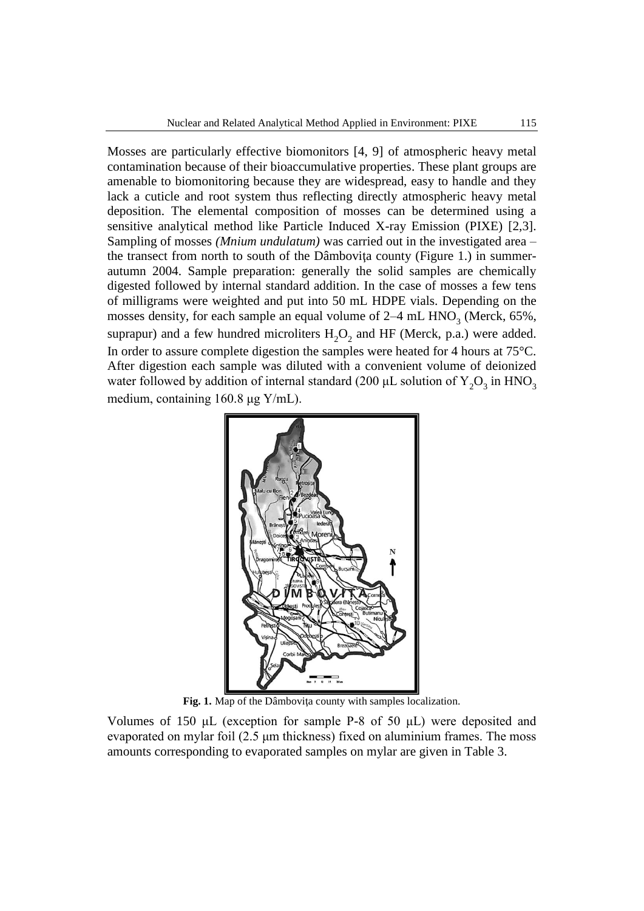Mosses are particularly effective biomonitors [4, 9] of atmospheric heavy metal contamination because of their bioaccumulative properties. These plant groups are amenable to biomonitoring because they are widespread, easy to handle and they lack a cuticle and root system thus reflecting directly atmospheric heavy metal deposition. The elemental composition of mosses can be determined using a sensitive analytical method like Particle Induced X-ray Emission (PIXE) [2,3]. Sampling of mosses *(Mnium undulatum)* was carried out in the investigated area – the transect from north to south of the Dâmboviţa county (Figure 1.) in summer-autumn 2004. Sample preparation: generally the solid samples are chemically digested followed by internal standard addition. In the case of mosses a few tens of milligrams were weighted and put into 50 mL HDPE vials. Depending on the mosses density, for each sample an equal volume of 2–4 mL $HNO_3$ (Merck, 65%, suprapur) and a few hundred microliters $H_2O_2$ and HF (Merck, p.a.) were added. In order to assure complete digestion the samples were heated for 4 hours at 75°C. After digestion each sample was diluted with a convenient volume of deionized water followed by addition of internal standard (200 µL solution of $Y_2O_3$ in $HNO_3$ medium, containing 160.8 µg Y/mL).

**Fig. 1.** Map of the Dâmboviţa county with samples localization.

Volumes of 150 µL (exception for sample P-8 of 50 µL) were deposited and evaporated on mylar foil (2.5 µm thickness) fixed on aluminium frames. The moss amounts corresponding to evaporated samples on mylar are given in Table 3.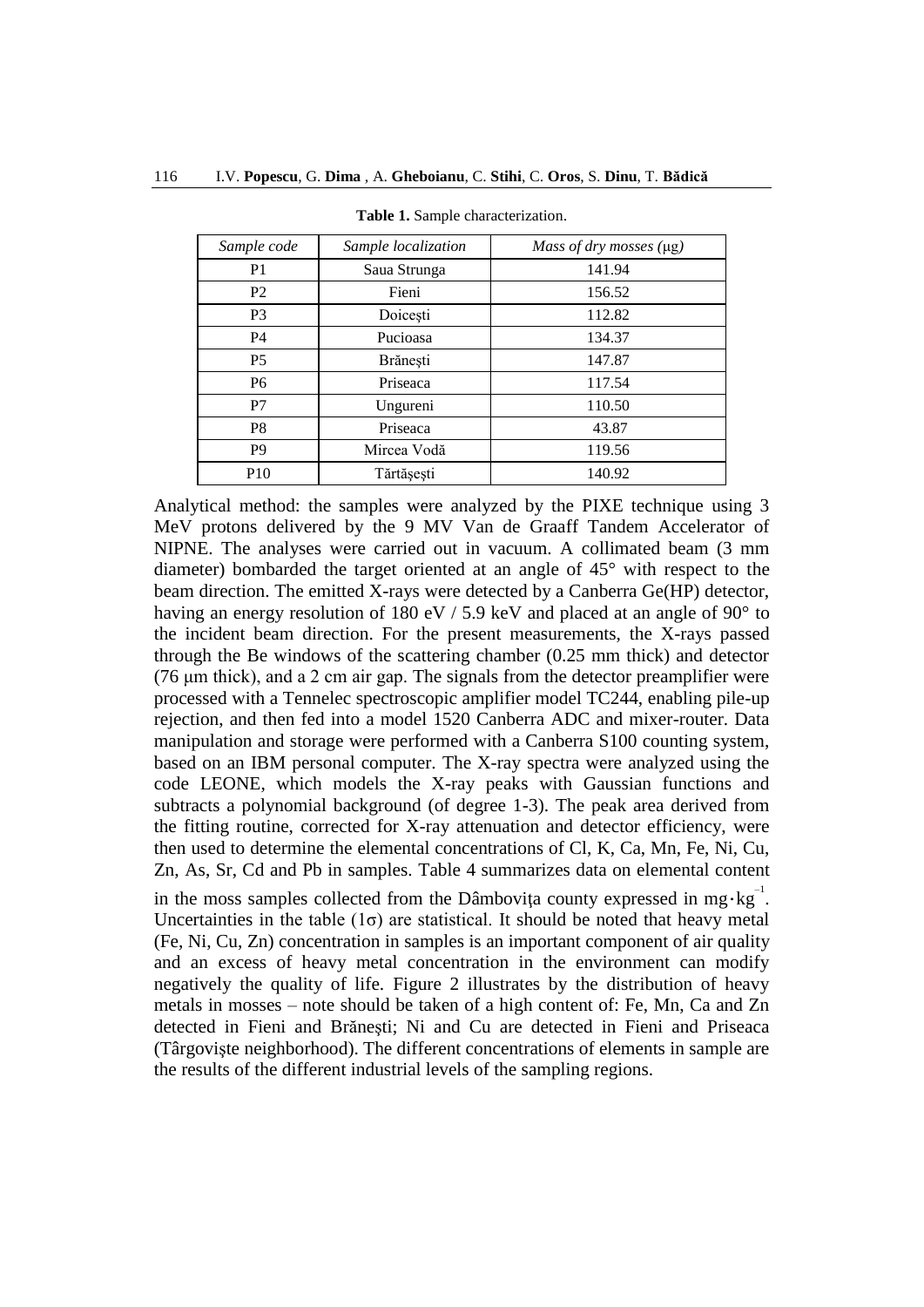**Table 1.** Sample characterization.

| *Sample code* | *Sample localization* | *Mass of dry mosses* (μg) |
|---|---|---|
| P1 | Saua Strunga | 141.94 |
| P2 | Fieni | 156.52 |
| P3 | Doicești | 112.82 |
| P4 | Pucioasa | 134.37 |
| P5 | Brănești | 147.87 |
| P6 | Priseaca | 117.54 |
| P7 | Ungureni | 110.50 |
| P8 | Priseaca | 43.87 |
| P9 | Mircea Vodă | 119.56 |
| P10 | Tărtășești | 140.92 |

Analytical method: the samples were analyzed by the PIXE technique using 3 MeV protons delivered by the 9 MV Van de Graaff Tandem Accelerator of NIPNE. The analyses were carried out in vacuum. A collimated beam (3 mm diameter) bombarded the target oriented at an angle of 45° with respect to the beam direction. The emitted X-rays were detected by a Canberra Ge(HP) detector, having an energy resolution of 180 eV / 5.9 keV and placed at an angle of 90° to the incident beam direction. For the present measurements, the X-rays passed through the Be windows of the scattering chamber (0.25 mm thick) and detector (76 μm thick), and a 2 cm air gap. The signals from the detector preamplifier were processed with a Tennelec spectroscopic amplifier model TC244, enabling pile-up rejection, and then fed into a model 1520 Canberra ADC and mixer-router. Data manipulation and storage were performed with a Canberra S100 counting system, based on an IBM personal computer. The X-ray spectra were analyzed using the code LEONE, which models the X-ray peaks with Gaussian functions and subtracts a polynomial background (of degree 1-3). The peak area derived from the fitting routine, corrected for X-ray attenuation and detector efficiency, were then used to determine the elemental concentrations of Cl, K, Ca, Mn, Fe, Ni, Cu, Zn, As, Sr, Cd and Pb in samples. Table 4 summarizes data on elemental content in the moss samples collected from the Dâmbovița county expressed in $mg \cdot kg^{-1}$. Uncertainties in the table ($1\sigma$) are statistical. It should be noted that heavy metal (Fe, Ni, Cu, Zn) concentration in samples is an important component of air quality and an excess of heavy metal concentration in the environment can modify negatively the quality of life. Figure 2 illustrates by the distribution of heavy metals in mosses – note should be taken of a high content of: Fe, Mn, Ca and Zn detected in Fieni and Brănești; Ni and Cu are detected in Fieni and Priseaca (Târgoviște neighborhood). The different concentrations of elements in sample are the results of the different industrial levels of the sampling regions.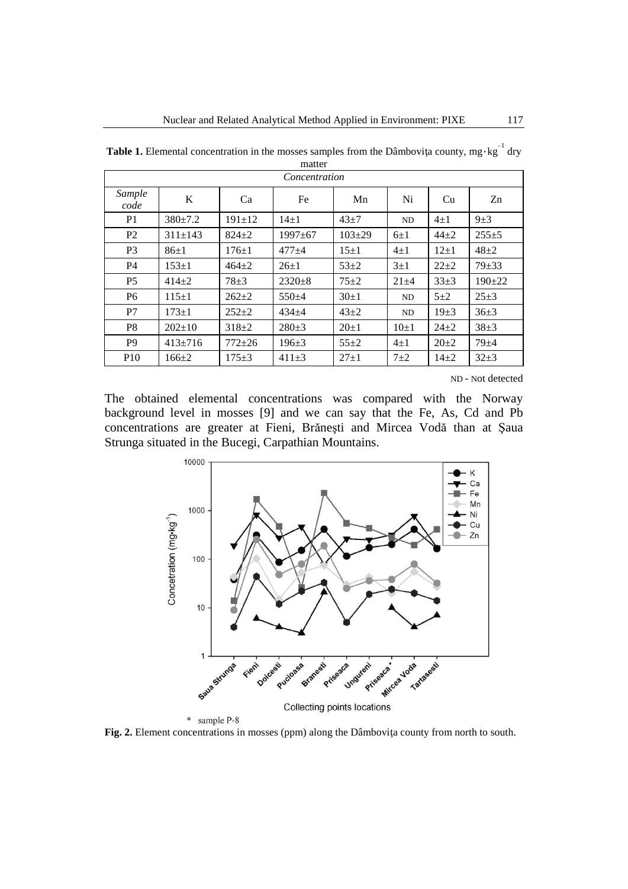**Table 1.** Elemental concentration in the mosses samples from the Dâmbovița county, $mg \cdot kg^{-1}$ dry matter

| Concentration | | | | | | | |
|---|---|---|---|---|---|---|---|
| *Sample code* | K | Ca | Fe | Mn | Ni | Cu | Zn |
| P1 | 380±7.2 | 191±12 | 14±1 | 43±7 | ND | 4±1 | 9±3 |
| P2 | 311±143 | 824±2 | 1997±67 | 103±29 | 6±1 | 44±2 | 255±5 |
| P3 | 86±1 | 176±1 | 477±4 | 15±1 | 4±1 | 12±1 | 48±2 |
| P4 | 153±1 | 464±2 | 26±1 | 53±2 | 3±1 | 22±2 | 79±33 |
| P5 | 414±2 | 78±3 | 2320±8 | 75±2 | 21±4 | 33±3 | 190±22 |
| P6 | 115±1 | 262±2 | 550±4 | 30±1 | ND | 5±2 | 25±3 |
| P7 | 173±1 | 252±2 | 434±4 | 43±2 | ND | 19±3 | 36±3 |
| P8 | 202±10 | 318±2 | 280±3 | 20±1 | 10±1 | 24±2 | 38±3 |
| P9 | 413±716 | 772±26 | 196±3 | 55±2 | 4±1 | 20±2 | 79±4 |
| P10 | 166±2 | 175±3 | 411±3 | 27±1 | 7±2 | 14±2 | 32±3 |

ND - Not detected

The obtained elemental concentrations was compared with the Norway background level in mosses [9] and we can say that the Fe, As, Cd and Pb concentrations are greater at Fieni, Brănești and Mircea Vodă than at Șaua Strunga situated in the Bucegi, Carpathian Mountains.

\* sample P-8

**Fig. 2.** Element concentrations in mosses (ppm) along the Dâmbovița county from north to south.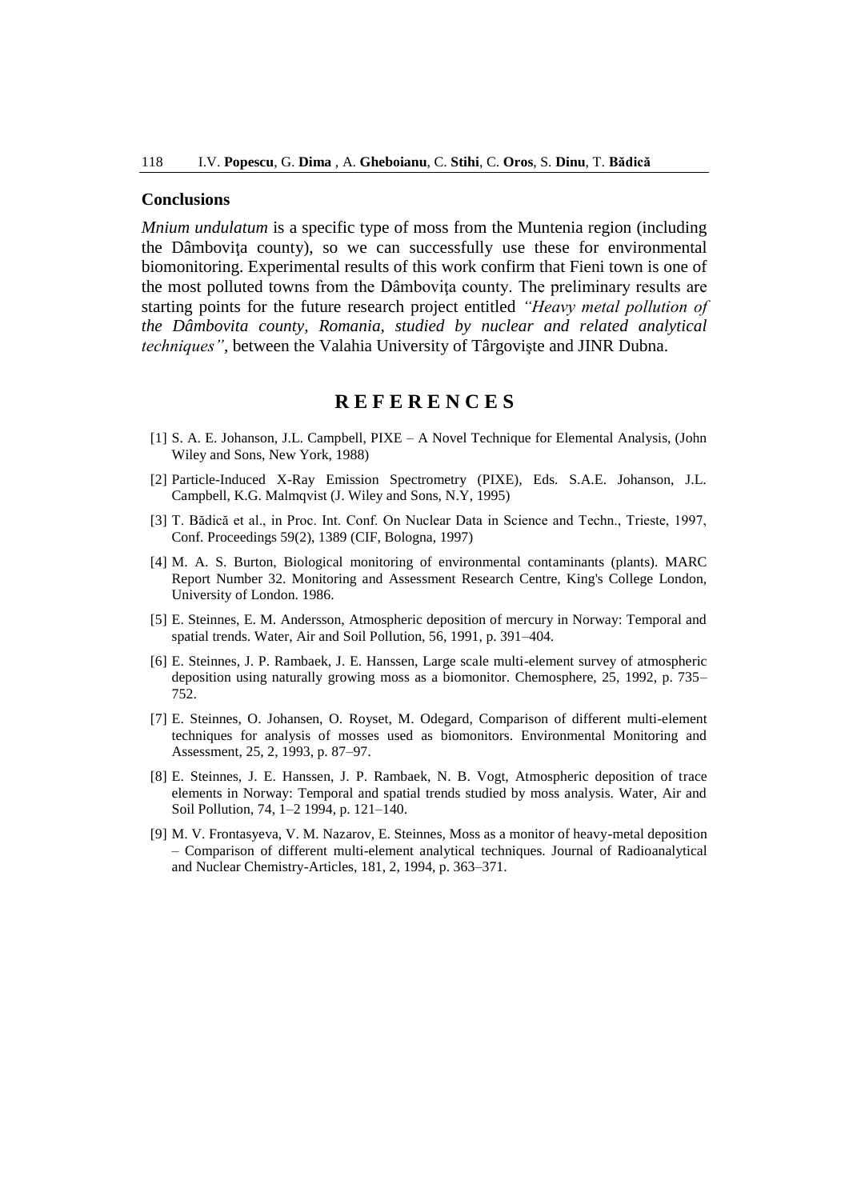## Conclusions

*Mnium undulatum* is a specific type of moss from the Muntenia region (including the Dâmboviţa county), so we can successfully use these for environmental biomonitoring. Experimental results of this work confirm that Fieni town is one of the most polluted towns from the Dâmboviţa county. The preliminary results are starting points for the future research project entitled *"Heavy metal pollution of the Dâmbovita county, Romania, studied by nuclear and related analytical techniques"*, between the Valahia University of Târgovişte and JINR Dubna.

## R E F E R E N C E S

[1] S. A. E. Johanson, J.L. Campbell, PIXE – A Novel Technique for Elemental Analysis, (John Wiley and Sons, New York, 1988)

[2] Particle-Induced X-Ray Emission Spectrometry (PIXE), Eds. S.A.E. Johanson, J.L. Campbell, K.G. Malmqvist (J. Wiley and Sons, N.Y, 1995)

[3] T. Bădică et al., in Proc. Int. Conf. On Nuclear Data in Science and Techn., Trieste, 1997, Conf. Proceedings 59(2), 1389 (CIF, Bologna, 1997)

[4] M. A. S. Burton, Biological monitoring of environmental contaminants (plants). MARC Report Number 32. Monitoring and Assessment Research Centre, King's College London, University of London. 1986.

[5] E. Steinnes, E. M. Andersson, Atmospheric deposition of mercury in Norway: Temporal and spatial trends. Water, Air and Soil Pollution, 56, 1991, p. 391–404.

[6] E. Steinnes, J. P. Rambaek, J. E. Hanssen, Large scale multi-element survey of atmospheric deposition using naturally growing moss as a biomonitor. Chemosphere, 25, 1992, p. 735–752.

[7] E. Steinnes, O. Johansen, O. Royset, M. Odegard, Comparison of different multi-element techniques for analysis of mosses used as biomonitors. Environmental Monitoring and Assessment, 25, 2, 1993, p. 87–97.

[8] E. Steinnes, J. E. Hanssen, J. P. Rambaek, N. B. Vogt, Atmospheric deposition of trace elements in Norway: Temporal and spatial trends studied by moss analysis. Water, Air and Soil Pollution, 74, 1–2 1994, p. 121–140.

[9] M. V. Frontasyeva, V. M. Nazarov, E. Steinnes, Moss as a monitor of heavy-metal deposition – Comparison of different multi-element analytical techniques. Journal of Radioanalytical and Nuclear Chemistry-Articles, 181, 2, 1994, p. 363–371.